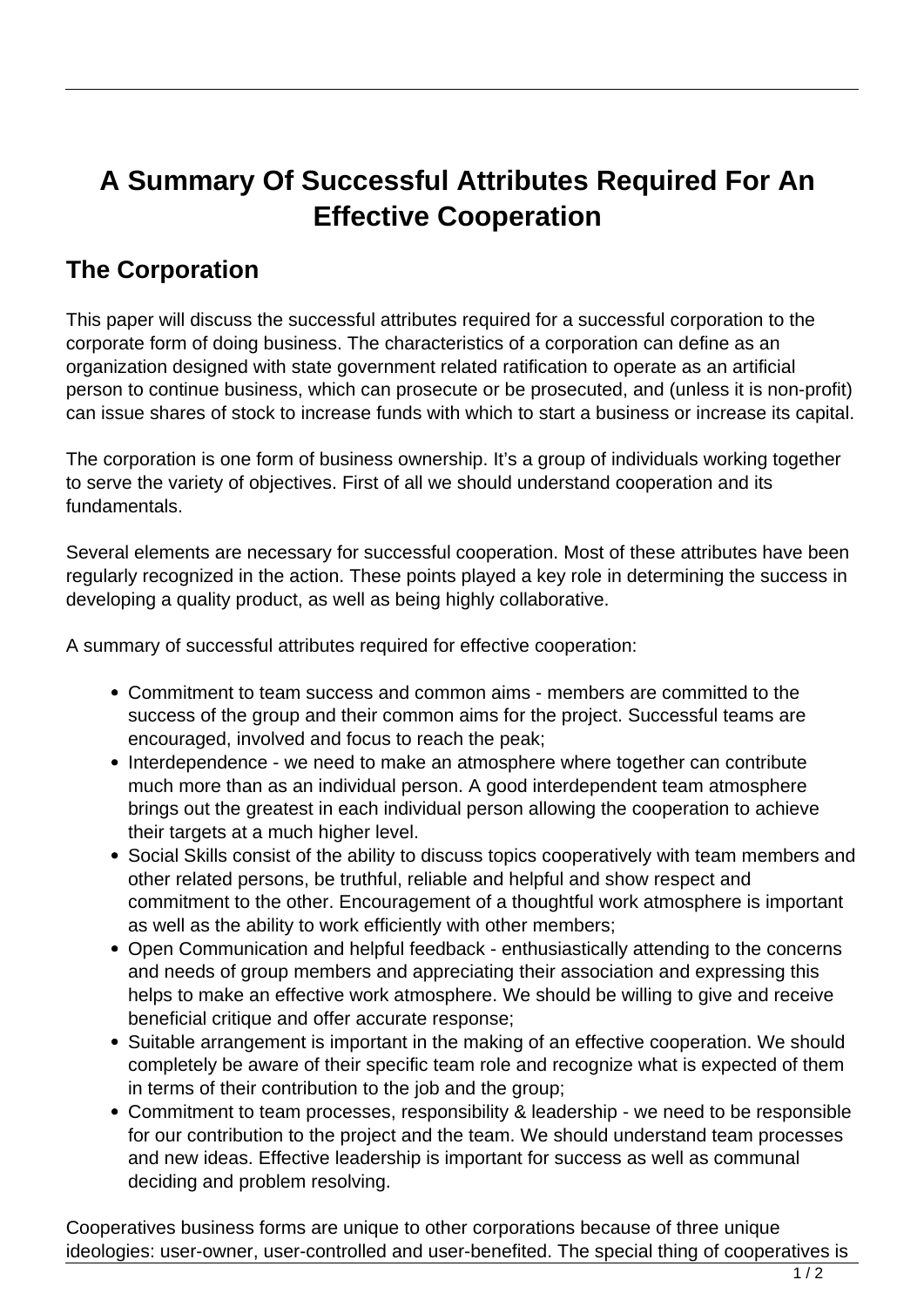# A Summary Of Successful Attributes Required For An Effective Cooperation

## The Corporation

This paper will discuss the successful attributes required for a successful corporation to the corporate form of doing business. The characteristics of a corporation can define as an organization designed with state government related ratification to operate as an artificial person to continue business, which can prosecute or be prosecuted, and (unless it is non-profit) can issue shares of stock to increase funds with which to start a business or increase its capital.

The corporation is one form of business ownership. It's a group of individuals working together to serve the variety of objectives. First of all we should understand cooperation and its fundamentals.

Several elements are necessary for successful cooperation. Most of these attributes have been regularly recognized in the action. These points played a key role in determining the success in developing a quality product, as well as being highly collaborative.

A summary of successful attributes required for effective cooperation:

- Commitment to team success and common aims - members are committed to the success of the group and their common aims for the project. Successful teams are encouraged, involved and focus to reach the peak;
- Interdependence - we need to make an atmosphere where together can contribute much more than as an individual person. A good interdependent team atmosphere brings out the greatest in each individual person allowing the cooperation to achieve their targets at a much higher level.
- Social Skills consist of the ability to discuss topics cooperatively with team members and other related persons, be truthful, reliable and helpful and show respect and commitment to the other. Encouragement of a thoughtful work atmosphere is important as well as the ability to work efficiently with other members;
- Open Communication and helpful feedback - enthusiastically attending to the concerns and needs of group members and appreciating their association and expressing this helps to make an effective work atmosphere. We should be willing to give and receive beneficial critique and offer accurate response;
- Suitable arrangement is important in the making of an effective cooperation. We should completely be aware of their specific team role and recognize what is expected of them in terms of their contribution to the job and the group;
- Commitment to team processes, responsibility & leadership - we need to be responsible for our contribution to the project and the team. We should understand team processes and new ideas. Effective leadership is important for success as well as communal deciding and problem resolving.

Cooperatives business forms are unique to other corporations because of three unique ideologies: user-owner, user-controlled and user-benefited. The special thing of cooperatives is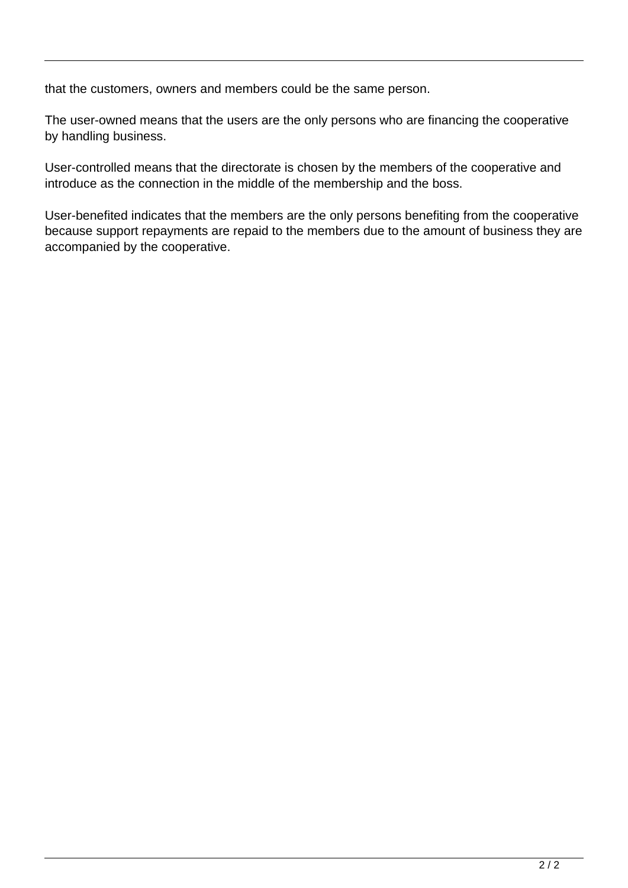that the customers, owners and members could be the same person.

The user-owned means that the users are the only persons who are financing the cooperative by handling business.

User-controlled means that the directorate is chosen by the members of the cooperative and introduce as the connection in the middle of the membership and the boss.

User-benefited indicates that the members are the only persons benefiting from the cooperative because support repayments are repaid to the members due to the amount of business they are accompanied by the cooperative.